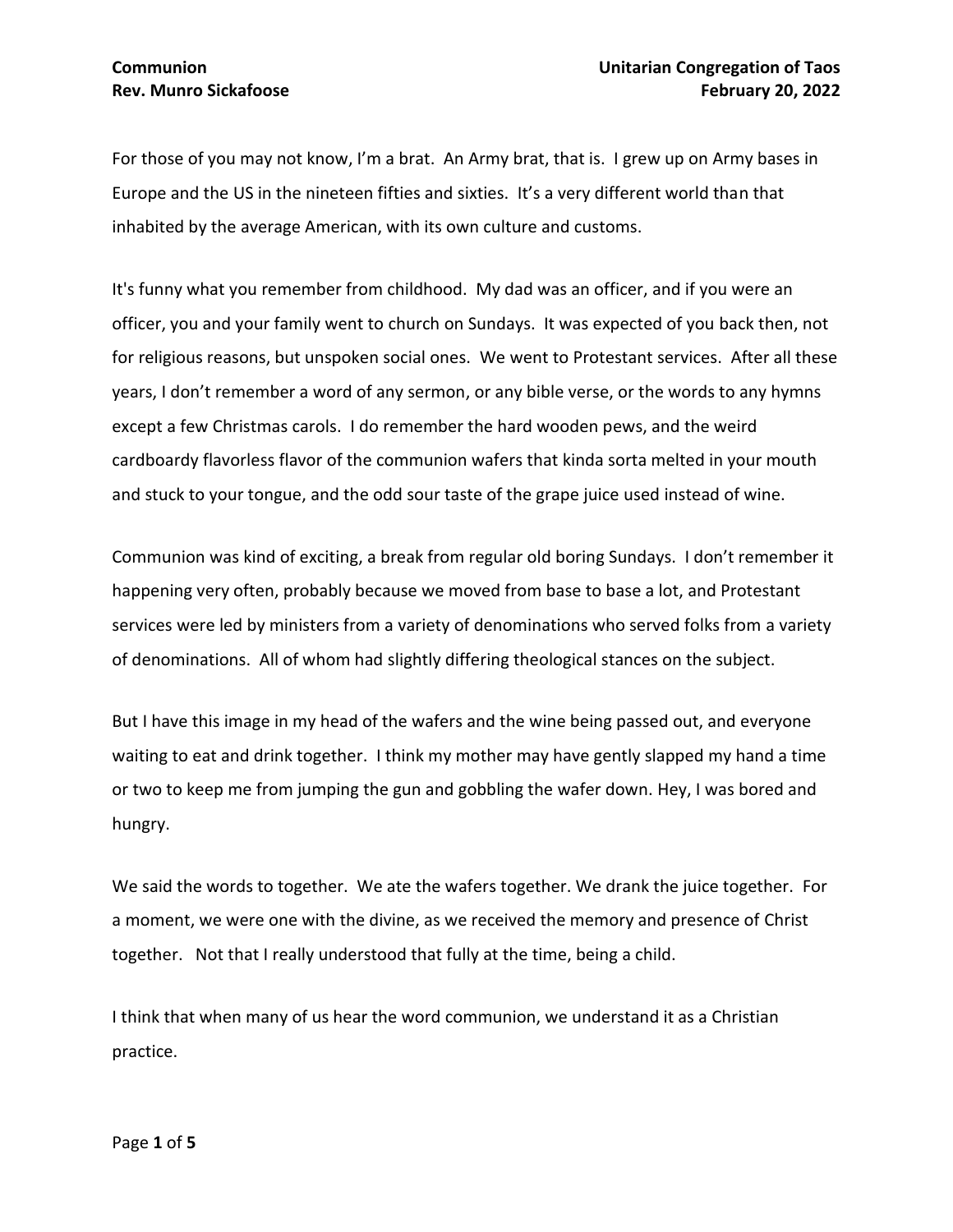**Communion**
**Rev. Munro Sickafoose**

**Unitarian Congregation of Taos**
**February 20, 2022**

For those of you may not know, I'm a brat. An Army brat, that is. I grew up on Army bases in Europe and the US in the nineteen fifties and sixties. It's a very different world than that inhabited by the average American, with its own culture and customs.

It's funny what you remember from childhood. My dad was an officer, and if you were an officer, you and your family went to church on Sundays. It was expected of you back then, not for religious reasons, but unspoken social ones. We went to Protestant services. After all these years, I don't remember a word of any sermon, or any bible verse, or the words to any hymns except a few Christmas carols. I do remember the hard wooden pews, and the weird cardboardy flavorless flavor of the communion wafers that kinda sorta melted in your mouth and stuck to your tongue, and the odd sour taste of the grape juice used instead of wine.

Communion was kind of exciting, a break from regular old boring Sundays. I don't remember it happening very often, probably because we moved from base to base a lot, and Protestant services were led by ministers from a variety of denominations who served folks from a variety of denominations. All of whom had slightly differing theological stances on the subject.

But I have this image in my head of the wafers and the wine being passed out, and everyone waiting to eat and drink together. I think my mother may have gently slapped my hand a time or two to keep me from jumping the gun and gobbling the wafer down. Hey, I was bored and hungry.

We said the words to together. We ate the wafers together. We drank the juice together. For a moment, we were one with the divine, as we received the memory and presence of Christ together. Not that I really understood that fully at the time, being a child.

I think that when many of us hear the word communion, we understand it as a Christian practice.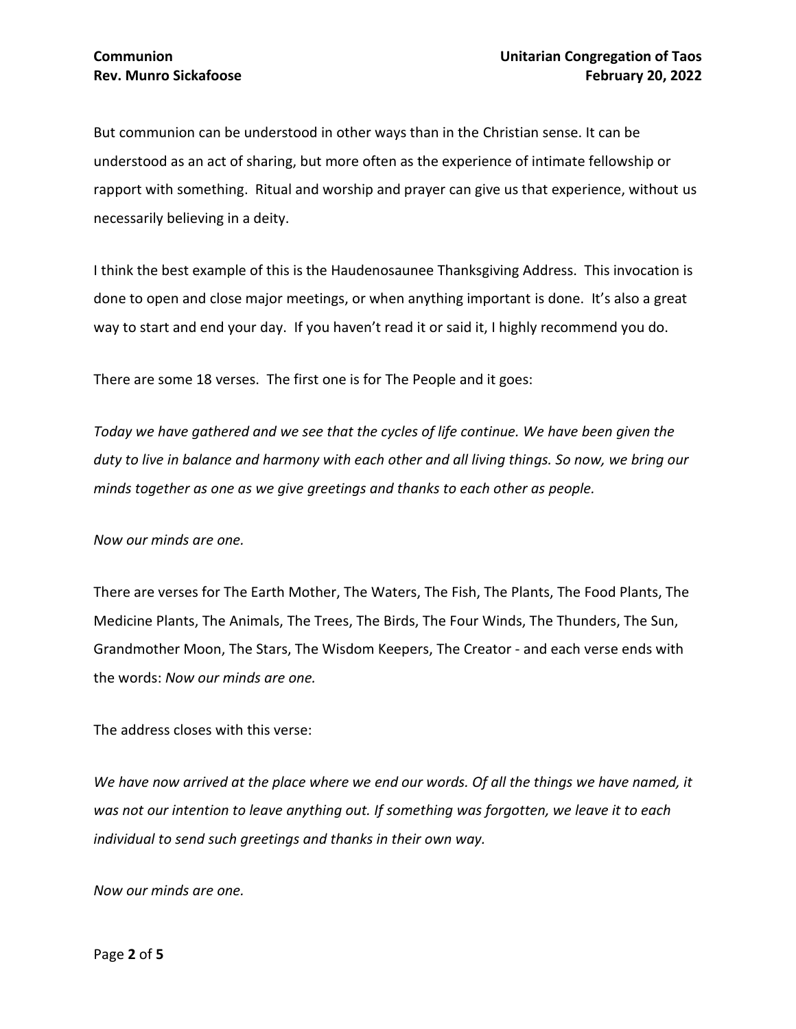But communion can be understood in other ways than in the Christian sense. It can be understood as an act of sharing, but more often as the experience of intimate fellowship or rapport with something. Ritual and worship and prayer can give us that experience, without us necessarily believing in a deity.

I think the best example of this is the Haudenosaunee Thanksgiving Address. This invocation is done to open and close major meetings, or when anything important is done. It's also a great way to start and end your day. If you haven't read it or said it, I highly recommend you do.

There are some 18 verses. The first one is for The People and it goes:

*Today we have gathered and we see that the cycles of life continue. We have been given the duty to live in balance and harmony with each other and all living things. So now, we bring our minds together as one as we give greetings and thanks to each other as people.*

*Now our minds are one.*

There are verses for The Earth Mother, The Waters, The Fish, The Plants, The Food Plants, The Medicine Plants, The Animals, The Trees, The Birds, The Four Winds, The Thunders, The Sun, Grandmother Moon, The Stars, The Wisdom Keepers, The Creator - and each verse ends with the words: *Now our minds are one.*

The address closes with this verse:

*We have now arrived at the place where we end our words. Of all the things we have named, it was not our intention to leave anything out. If something was forgotten, we leave it to each individual to send such greetings and thanks in their own way.*

*Now our minds are one.*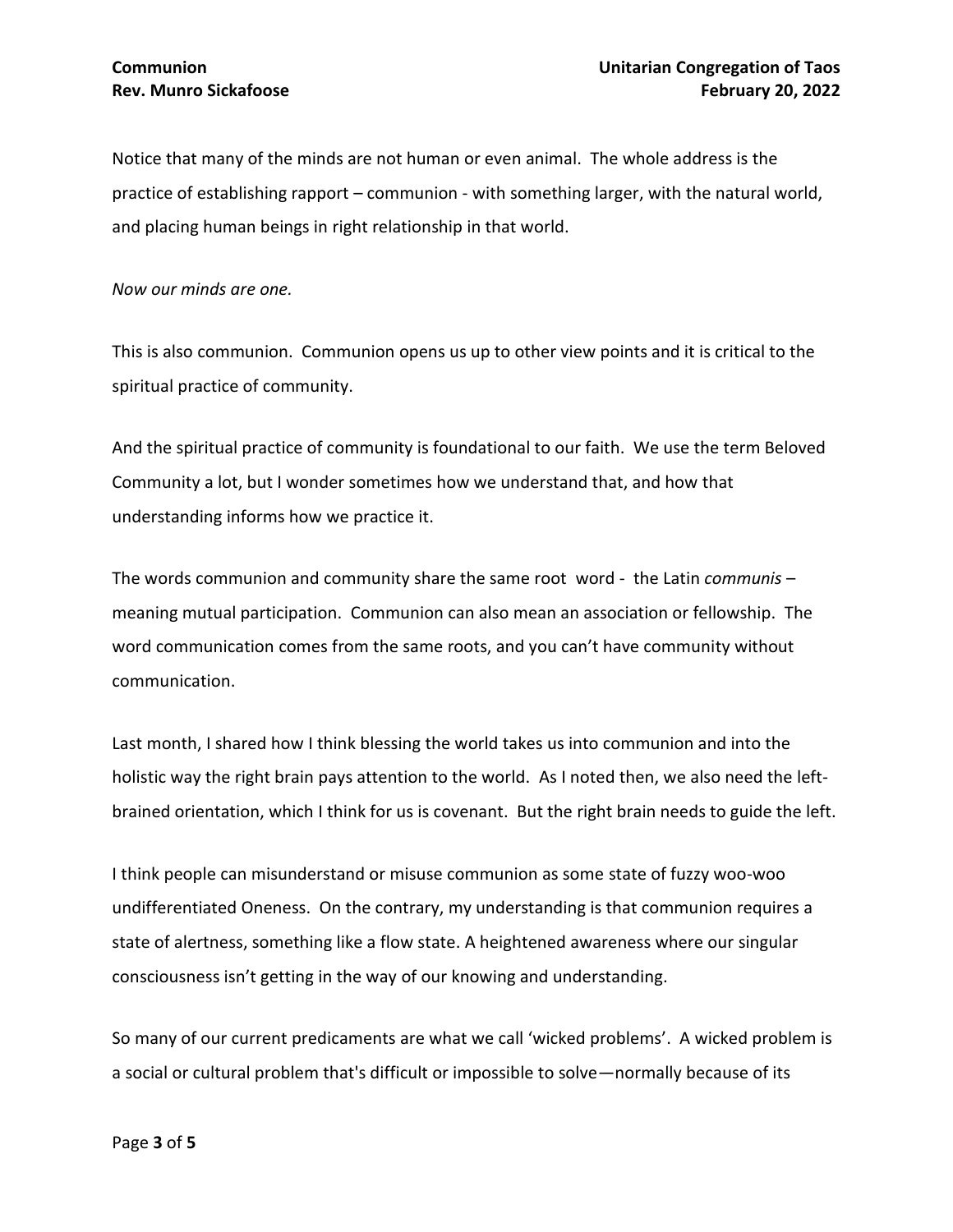Notice that many of the minds are not human or even animal. The whole address is the practice of establishing rapport – communion - with something larger, with the natural world, and placing human beings in right relationship in that world.

*Now our minds are one.*

This is also communion. Communion opens us up to other view points and it is critical to the spiritual practice of community.

And the spiritual practice of community is foundational to our faith. We use the term Beloved Community a lot, but I wonder sometimes how we understand that, and how that understanding informs how we practice it.

The words communion and community share the same root word - the Latin *communis* – meaning mutual participation. Communion can also mean an association or fellowship. The word communication comes from the same roots, and you can't have community without communication.

Last month, I shared how I think blessing the world takes us into communion and into the holistic way the right brain pays attention to the world. As I noted then, we also need the left-brained orientation, which I think for us is covenant. But the right brain needs to guide the left.

I think people can misunderstand or misuse communion as some state of fuzzy woo-woo undifferentiated Oneness. On the contrary, my understanding is that communion requires a state of alertness, something like a flow state. A heightened awareness where our singular consciousness isn't getting in the way of our knowing and understanding.

So many of our current predicaments are what we call 'wicked problems'. A wicked problem is a social or cultural problem that's difficult or impossible to solve—normally because of its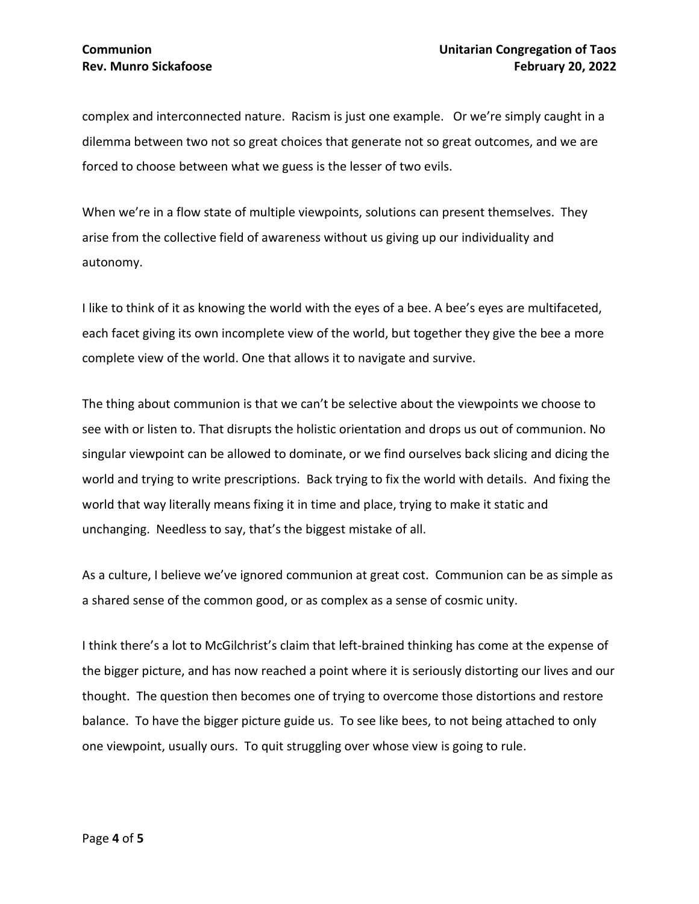complex and interconnected nature. Racism is just one example. Or we're simply caught in a dilemma between two not so great choices that generate not so great outcomes, and we are forced to choose between what we guess is the lesser of two evils.

When we're in a flow state of multiple viewpoints, solutions can present themselves. They arise from the collective field of awareness without us giving up our individuality and autonomy.

I like to think of it as knowing the world with the eyes of a bee. A bee's eyes are multifaceted, each facet giving its own incomplete view of the world, but together they give the bee a more complete view of the world. One that allows it to navigate and survive.

The thing about communion is that we can't be selective about the viewpoints we choose to see with or listen to. That disrupts the holistic orientation and drops us out of communion. No singular viewpoint can be allowed to dominate, or we find ourselves back slicing and dicing the world and trying to write prescriptions. Back trying to fix the world with details. And fixing the world that way literally means fixing it in time and place, trying to make it static and unchanging. Needless to say, that's the biggest mistake of all.

As a culture, I believe we've ignored communion at great cost. Communion can be as simple as a shared sense of the common good, or as complex as a sense of cosmic unity.

I think there's a lot to McGilchrist's claim that left-brained thinking has come at the expense of the bigger picture, and has now reached a point where it is seriously distorting our lives and our thought. The question then becomes one of trying to overcome those distortions and restore balance. To have the bigger picture guide us. To see like bees, to not being attached to only one viewpoint, usually ours. To quit struggling over whose view is going to rule.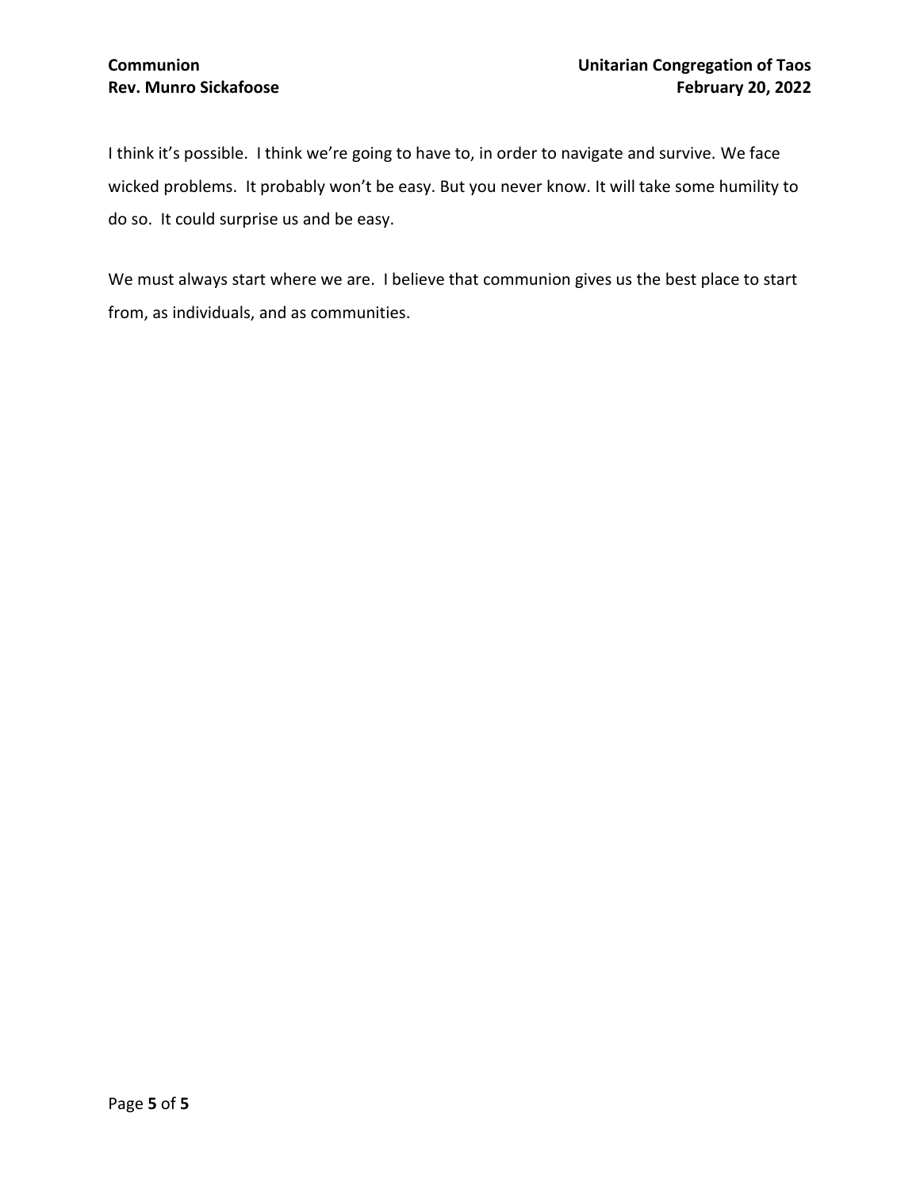I think it's possible. I think we're going to have to, in order to navigate and survive. We face wicked problems. It probably won't be easy. But you never know. It will take some humility to do so. It could surprise us and be easy.

We must always start where we are. I believe that communion gives us the best place to start from, as individuals, and as communities.